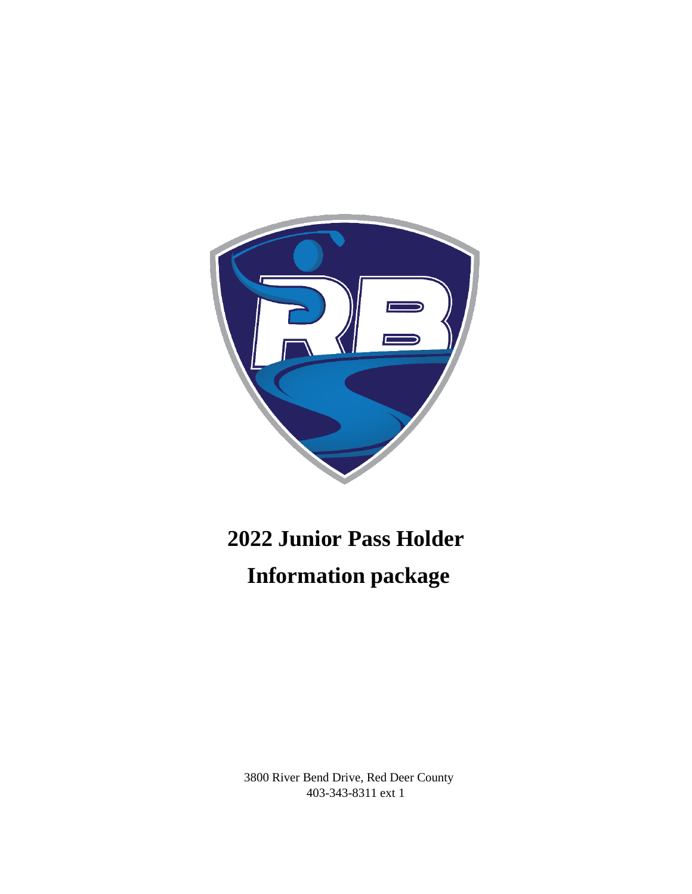# 2022 Junior Pass Holder

# Information package

3800 River Bend Drive, Red Deer County
403-343-8311 ext 1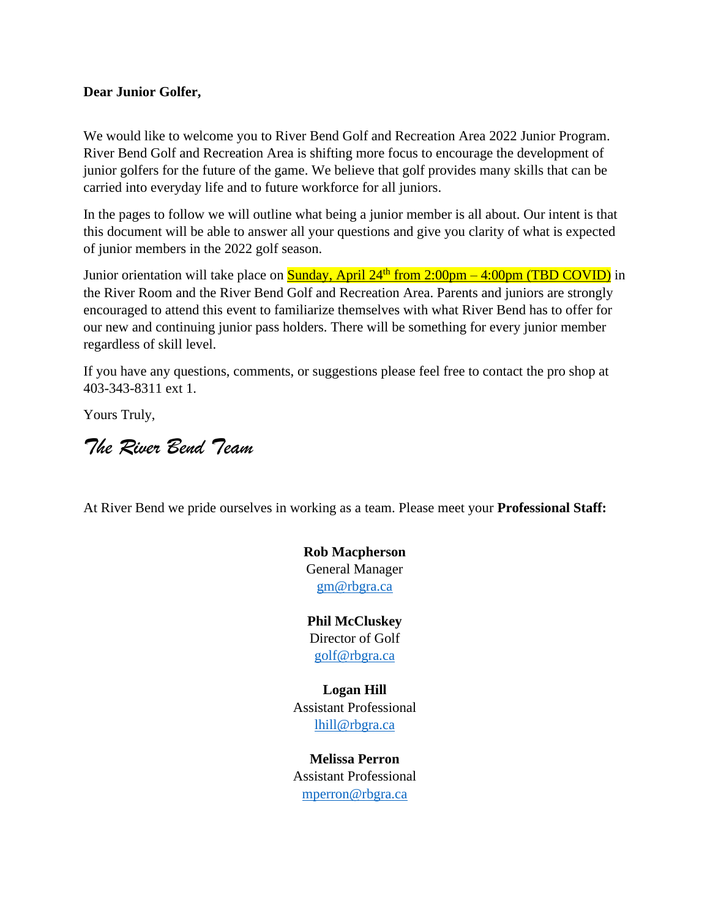**Dear Junior Golfer,**

We would like to welcome you to River Bend Golf and Recreation Area 2022 Junior Program. River Bend Golf and Recreation Area is shifting more focus to encourage the development of junior golfers for the future of the game. We believe that golf provides many skills that can be carried into everyday life and to future workforce for all juniors.

In the pages to follow we will outline what being a junior member is all about. Our intent is that this document will be able to answer all your questions and give you clarity of what is expected of junior members in the 2022 golf season.

Junior orientation will take place on Sunday, April 24th from 2:00pm – 4:00pm (TBD COVID) in the River Room and the River Bend Golf and Recreation Area. Parents and juniors are strongly encouraged to attend this event to familiarize themselves with what River Bend has to offer for our new and continuing junior pass holders. There will be something for every junior member regardless of skill level.

If you have any questions, comments, or suggestions please feel free to contact the pro shop at 403-343-8311 ext 1.

Yours Truly,

*The River Bend Team*

At River Bend we pride ourselves in working as a team. Please meet your **Professional Staff:**

**Rob Macpherson**
General Manager
gm@rbgra.ca

**Phil McCluskey**
Director of Golf
golf@rbgra.ca

**Logan Hill**
Assistant Professional
lhill@rbgra.ca

**Melissa Perron**
Assistant Professional
mperron@rbgra.ca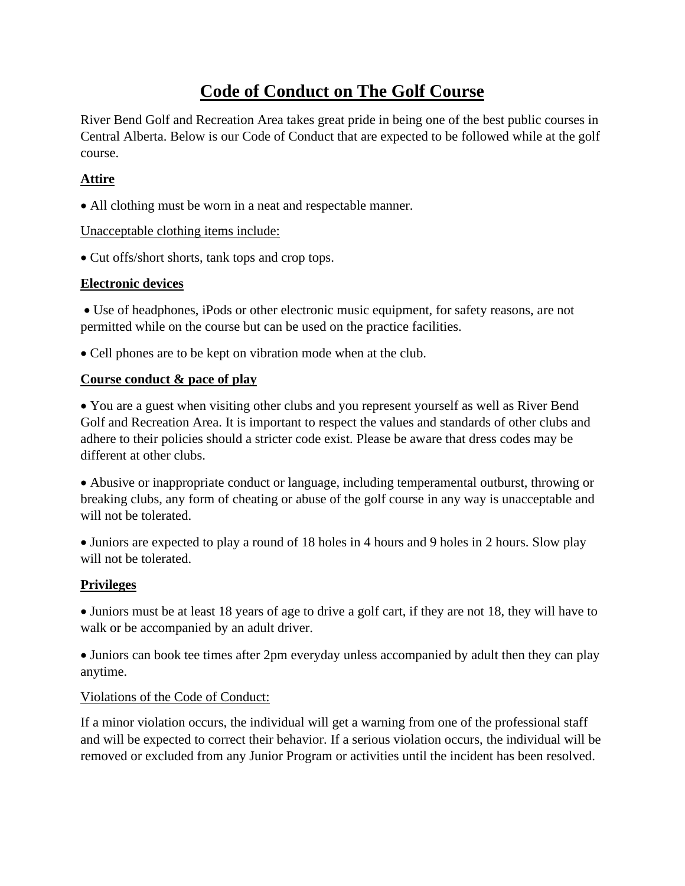# Code of Conduct on The Golf Course

River Bend Golf and Recreation Area takes great pride in being one of the best public courses in Central Alberta. Below is our Code of Conduct that are expected to be followed while at the golf course.

## Attire

- All clothing must be worn in a neat and respectable manner.

Unacceptable clothing items include:

- Cut offs/short shorts, tank tops and crop tops.

## Electronic devices

- Use of headphones, iPods or other electronic music equipment, for safety reasons, are not permitted while on the course but can be used on the practice facilities.
- Cell phones are to be kept on vibration mode when at the club.

## Course conduct & pace of play

- You are a guest when visiting other clubs and you represent yourself as well as River Bend Golf and Recreation Area. It is important to respect the values and standards of other clubs and adhere to their policies should a stricter code exist. Please be aware that dress codes may be different at other clubs.
- Abusive or inappropriate conduct or language, including temperamental outburst, throwing or breaking clubs, any form of cheating or abuse of the golf course in any way is unacceptable and will not be tolerated.
- Juniors are expected to play a round of 18 holes in 4 hours and 9 holes in 2 hours. Slow play will not be tolerated.

## Privileges

- Juniors must be at least 18 years of age to drive a golf cart, if they are not 18, they will have to walk or be accompanied by an adult driver.
- Juniors can book tee times after 2pm everyday unless accompanied by adult then they can play anytime.

Violations of the Code of Conduct:

If a minor violation occurs, the individual will get a warning from one of the professional staff and will be expected to correct their behavior. If a serious violation occurs, the individual will be removed or excluded from any Junior Program or activities until the incident has been resolved.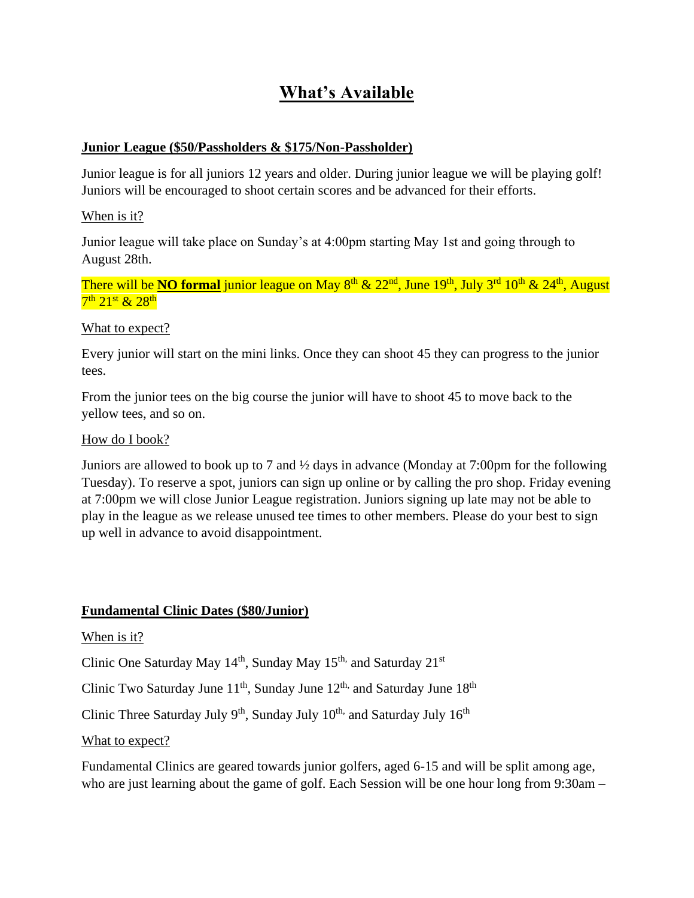# What's Available

**Junior League ($50/Passholders & $175/Non-Passholder)**

Junior league is for all juniors 12 years and older. During junior league we will be playing golf! Juniors will be encouraged to shoot certain scores and be advanced for their efforts.

When is it?

Junior league will take place on Sunday's at 4:00pm starting May 1st and going through to August 28th.

There will be **NO formal** junior league on May 8th & 22nd, June 19th, July 3rd 10th & 24th, August 7th 21st & 28th

What to expect?

Every junior will start on the mini links. Once they can shoot 45 they can progress to the junior tees.

From the junior tees on the big course the junior will have to shoot 45 to move back to the yellow tees, and so on.

How do I book?

Juniors are allowed to book up to 7 and ½ days in advance (Monday at 7:00pm for the following Tuesday). To reserve a spot, juniors can sign up online or by calling the pro shop. Friday evening at 7:00pm we will close Junior League registration. Juniors signing up late may not be able to play in the league as we release unused tee times to other members. Please do your best to sign up well in advance to avoid disappointment.

**Fundamental Clinic Dates ($80/Junior)**

When is it?

Clinic One Saturday May 14th, Sunday May 15th, and Saturday 21st

Clinic Two Saturday June 11th, Sunday June 12th, and Saturday June 18th

Clinic Three Saturday July 9th, Sunday July 10th, and Saturday July 16th

What to expect?

Fundamental Clinics are geared towards junior golfers, aged 6-15 and will be split among age, who are just learning about the game of golf. Each Session will be one hour long from 9:30am –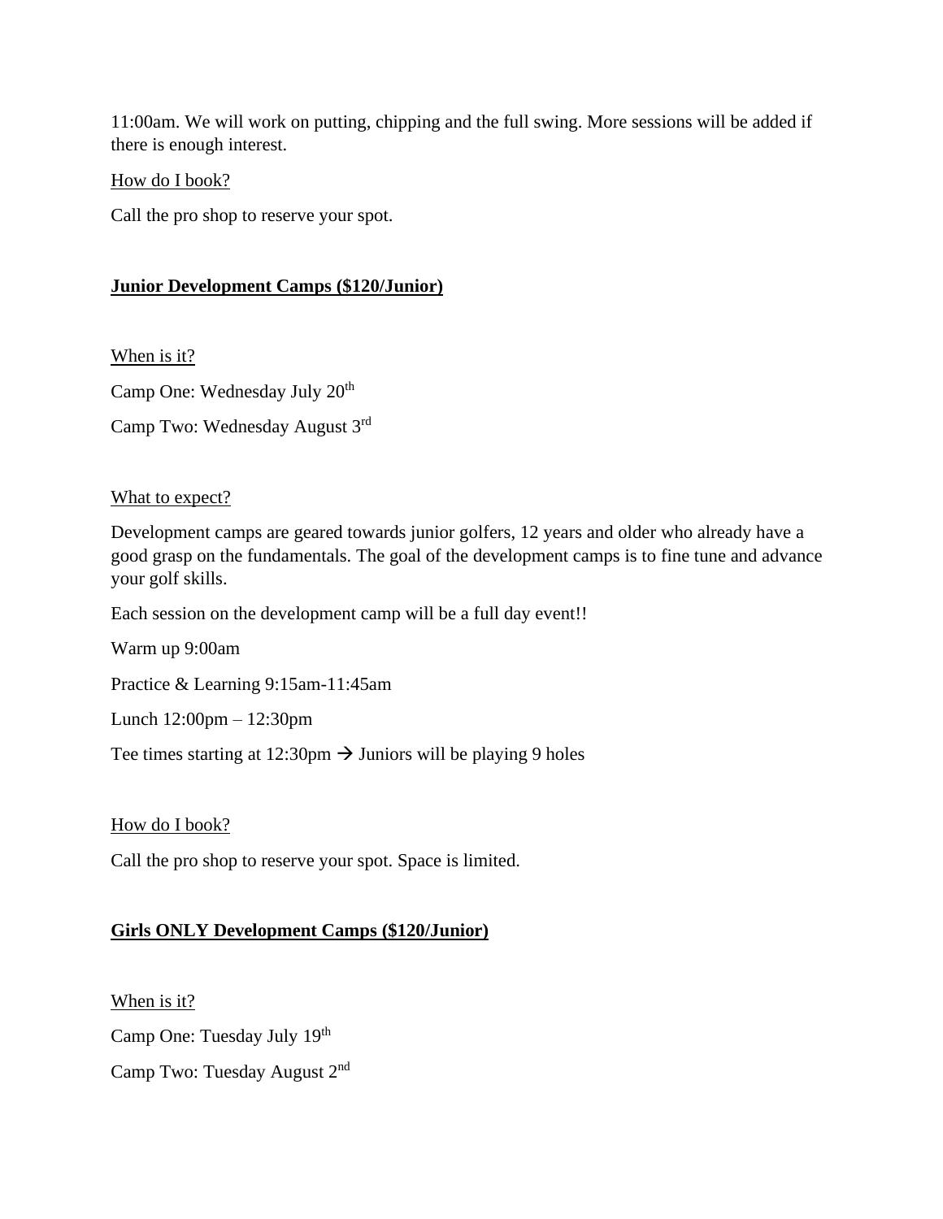11:00am. We will work on putting, chipping and the full swing. More sessions will be added if there is enough interest.

How do I book?

Call the pro shop to reserve your spot.

**Junior Development Camps ($120/Junior)**

When is it?

Camp One: Wednesday July 20th

Camp Two: Wednesday August 3rd

What to expect?

Development camps are geared towards junior golfers, 12 years and older who already have a good grasp on the fundamentals. The goal of the development camps is to fine tune and advance your golf skills.

Each session on the development camp will be a full day event!!

Warm up 9:00am

Practice & Learning 9:15am-11:45am

Lunch 12:00pm – 12:30pm

Tee times starting at 12:30pm → Juniors will be playing 9 holes

How do I book?

Call the pro shop to reserve your spot. Space is limited.

**Girls ONLY Development Camps ($120/Junior)**

When is it?

Camp One: Tuesday July 19th

Camp Two: Tuesday August 2nd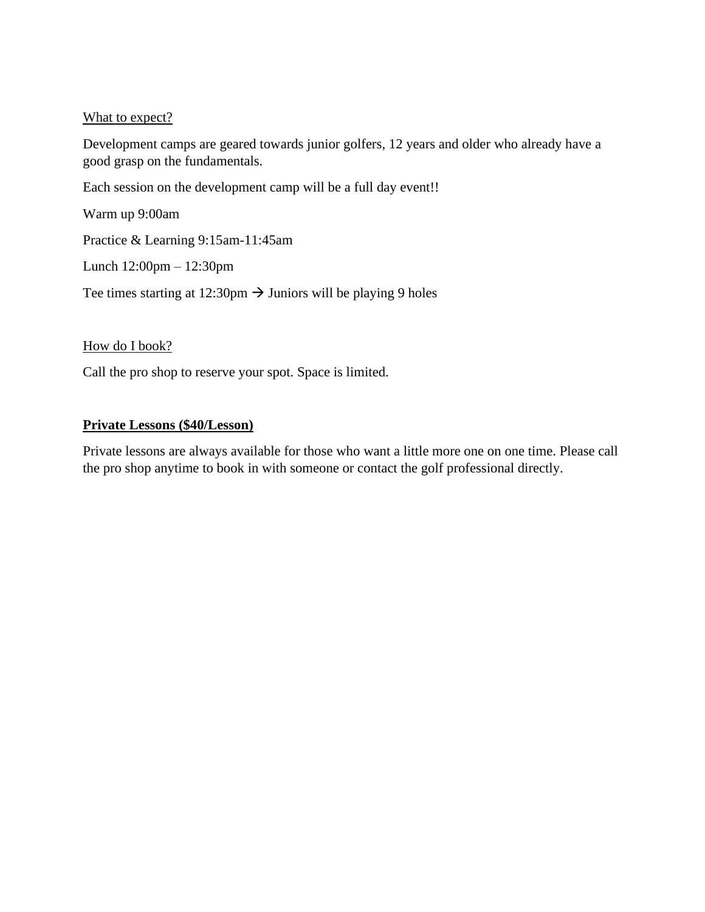<u>What to expect?</u>

Development camps are geared towards junior golfers, 12 years and older who already have a good grasp on the fundamentals.

Each session on the development camp will be a full day event!!

Warm up 9:00am

Practice & Learning 9:15am-11:45am

Lunch 12:00pm – 12:30pm

Tee times starting at 12:30pm → Juniors will be playing 9 holes

<u>How do I book?</u>

Call the pro shop to reserve your spot. Space is limited.

**<u>Private Lessons ($40/Lesson)</u>**

Private lessons are always available for those who want a little more one on one time. Please call the pro shop anytime to book in with someone or contact the golf professional directly.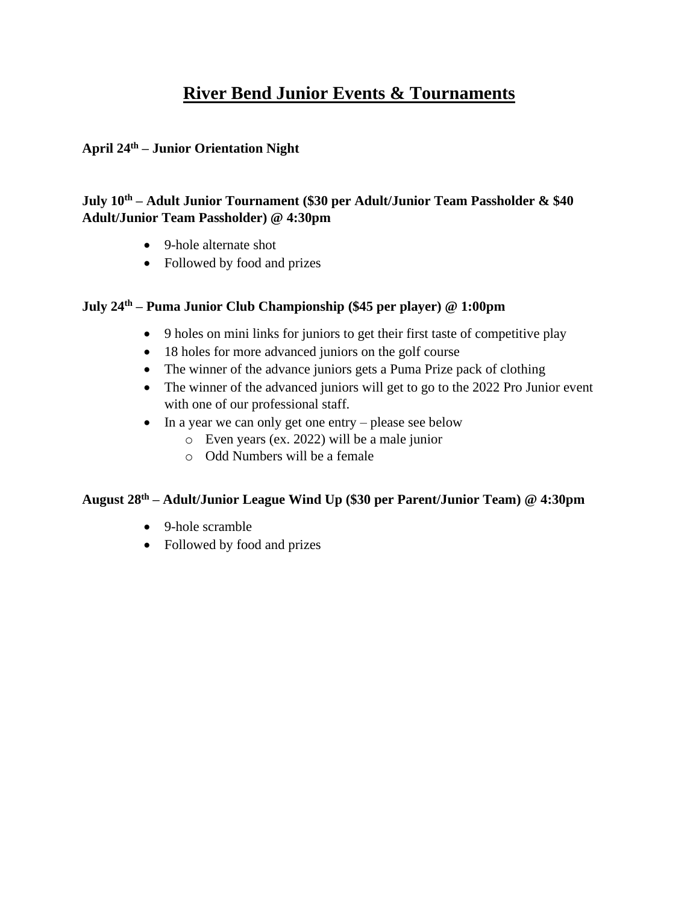# River Bend Junior Events & Tournaments

**April 24th – Junior Orientation Night**

**July 10th – Adult Junior Tournament ($30 per Adult/Junior Team Passholder & $40 Adult/Junior Team Passholder) @ 4:30pm**

- 9-hole alternate shot
- Followed by food and prizes

**July 24th – Puma Junior Club Championship ($45 per player) @ 1:00pm**

- 9 holes on mini links for juniors to get their first taste of competitive play
- 18 holes for more advanced juniors on the golf course
- The winner of the advance juniors gets a Puma Prize pack of clothing
- The winner of the advanced juniors will get to go to the 2022 Pro Junior event with one of our professional staff.
- In a year we can only get one entry – please see below
  - Even years (ex. 2022) will be a male junior
  - Odd Numbers will be a female

**August 28th – Adult/Junior League Wind Up ($30 per Parent/Junior Team) @ 4:30pm**

- 9-hole scramble
- Followed by food and prizes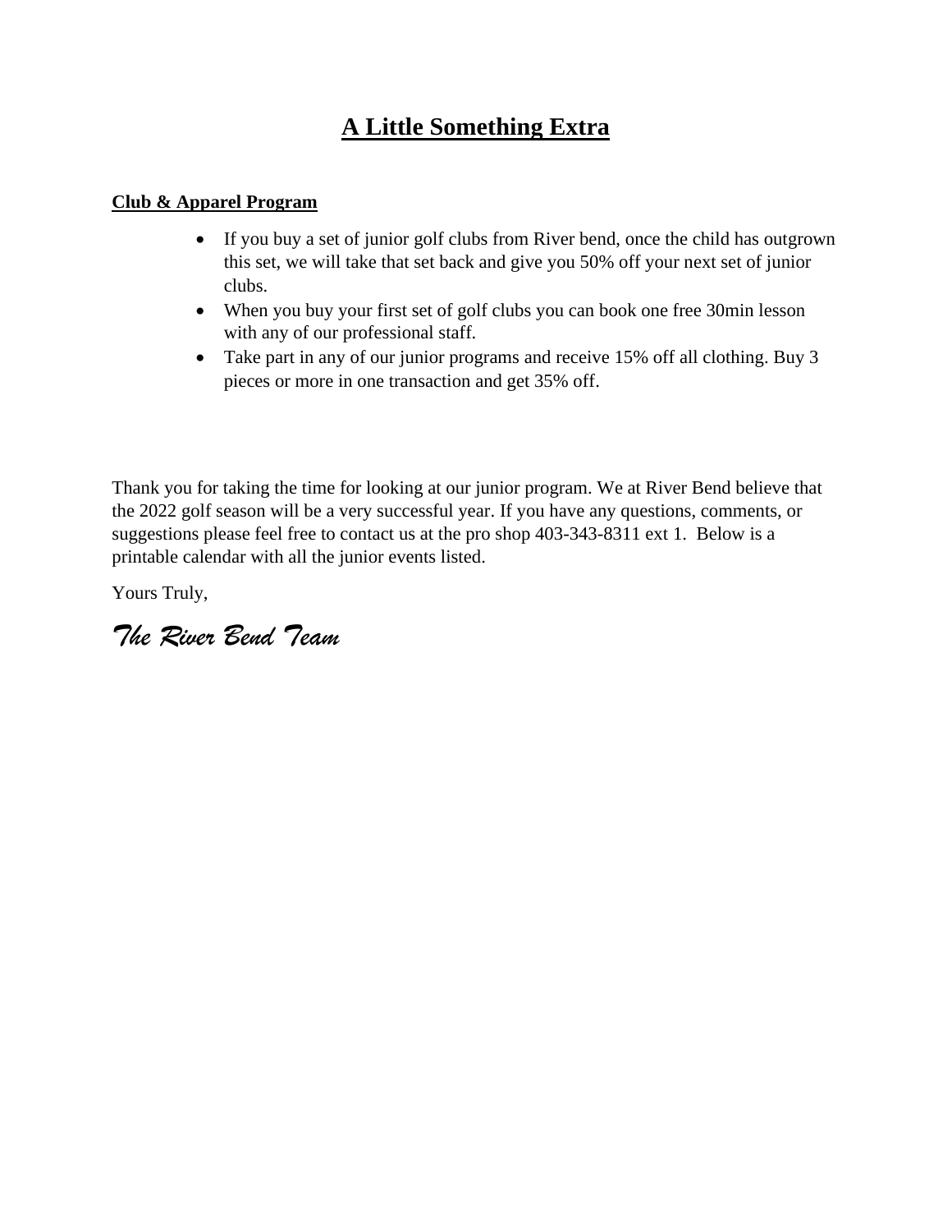# A Little Something Extra

**Club & Apparel Program**

- If you buy a set of junior golf clubs from River bend, once the child has outgrown this set, we will take that set back and give you 50% off your next set of junior clubs.
- When you buy your first set of golf clubs you can book one free 30min lesson with any of our professional staff.
- Take part in any of our junior programs and receive 15% off all clothing. Buy 3 pieces or more in one transaction and get 35% off.

Thank you for taking the time for looking at our junior program. We at River Bend believe that the 2022 golf season will be a very successful year. If you have any questions, comments, or suggestions please feel free to contact us at the pro shop 403-343-8311 ext 1. Below is a printable calendar with all the junior events listed.

Yours Truly,

*The River Bend Team*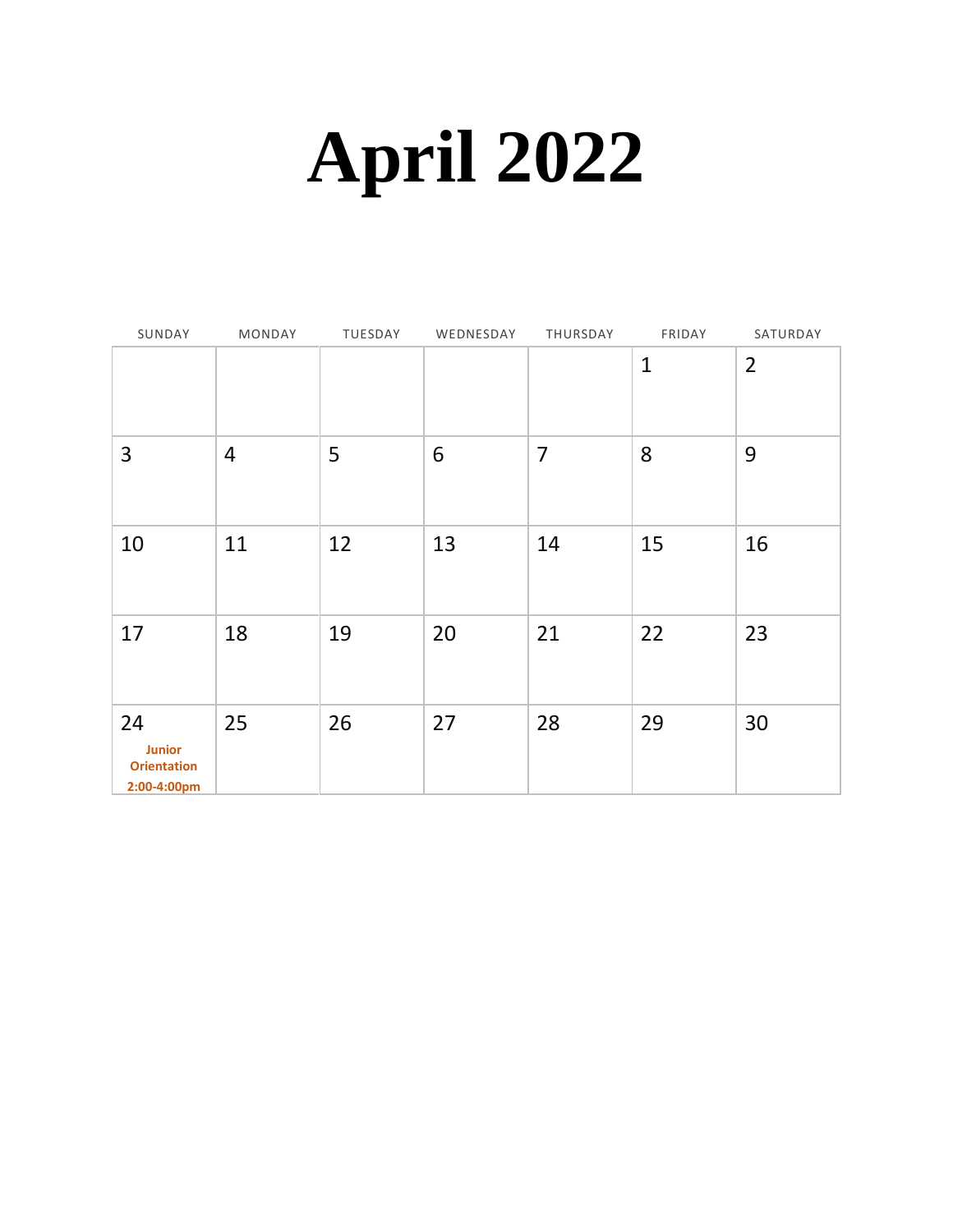# April 2022

| SUNDAY | MONDAY | TUESDAY | WEDNESDAY | THURSDAY | FRIDAY | SATURDAY |
|---|---|---|---|---|---|---|
| | | | | | 1 | 2 |
| 3 | 4 | 5 | 6 | 7 | 8 | 9 |
| 10 | 11 | 12 | 13 | 14 | 15 | 16 |
| 17 | 18 | 19 | 20 | 21 | 22 | 23 |
| 24 **Junior Orientation 2:00-4:00pm** | 25 | 26 | 27 | 28 | 29 | 30 |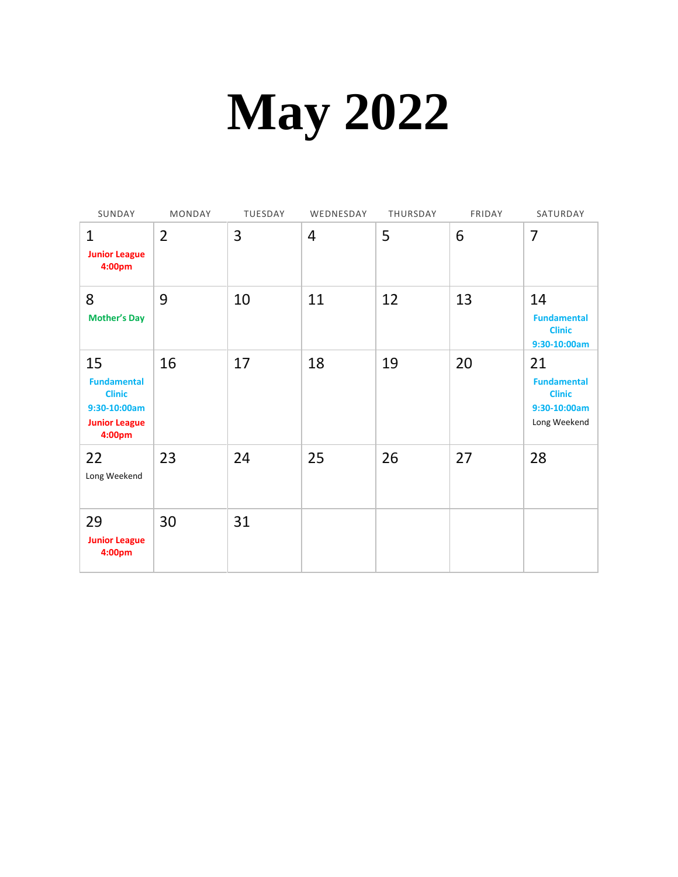# May 2022

| SUNDAY | MONDAY | TUESDAY | WEDNESDAY | THURSDAY | FRIDAY | SATURDAY |
| --- | --- | --- | --- | --- | --- | --- |
| 1<br>**Junior League 4:00pm** | 2 | 3 | 4 | 5 | 6 | 7 |
| 8<br>**Mother's Day** | 9 | 10 | 11 | 12 | 13 | 14<br>**Fundamental Clinic 9:30-10:00am** |
| 15<br>**Fundamental Clinic 9:30-10:00am**<br>**Junior League 4:00pm** | 16 | 17 | 18 | 19 | 20 | 21<br>**Fundamental Clinic 9:30-10:00am**<br>Long Weekend |
| 22<br>Long Weekend | 23 | 24 | 25 | 26 | 27 | 28 |
| 29<br>**Junior League 4:00pm** | 30 | 31 | | | | |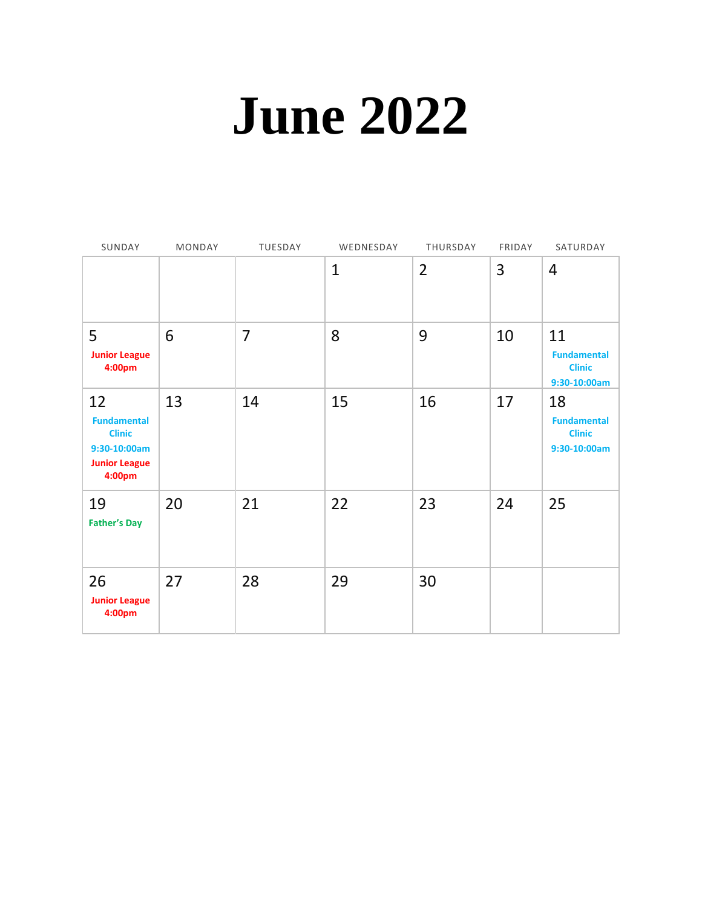# June 2022

| SUNDAY | MONDAY | TUESDAY | WEDNESDAY | THURSDAY | FRIDAY | SATURDAY |
|---|---|---|---|---|---|---|
| | | | 1 | 2 | 3 | 4 |
| 5 **Junior League 4:00pm** | 6 | 7 | 8 | 9 | 10 | 11 **Fundamental Clinic 9:30-10:00am** |
| 12 **Fundamental Clinic 9:30-10:00am** **Junior League 4:00pm** | 13 | 14 | 15 | 16 | 17 | 18 **Fundamental Clinic 9:30-10:00am** |
| 19 **Father's Day** | 20 | 21 | 22 | 23 | 24 | 25 |
| 26 **Junior League 4:00pm** | 27 | 28 | 29 | 30 | | |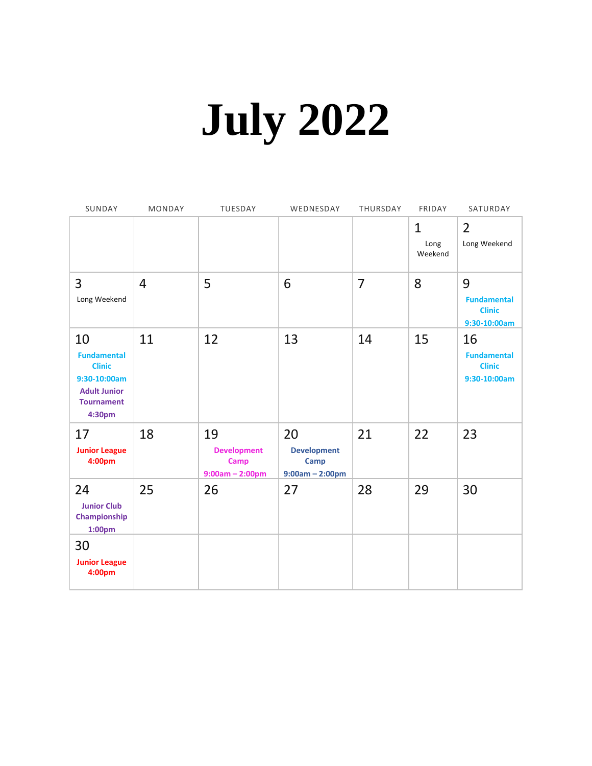# July 2022

| SUNDAY | MONDAY | TUESDAY | WEDNESDAY | THURSDAY | FRIDAY | SATURDAY |
|---|---|---|---|---|---|---|
| | | | | | 1 Long Weekend | 2 Long Weekend |
| 3 Long Weekend | 4 | 5 | 6 | 7 | 8 | 9 **Fundamental Clinic 9:30-10:00am** |
| 10 **Fundamental Clinic 9:30-10:00am** **Adult Junior Tournament 4:30pm** | 11 | 12 | 13 | 14 | 15 | 16 **Fundamental Clinic 9:30-10:00am** |
| 17 **Junior League 4:00pm** | 18 | 19 **Development Camp 9:00am – 2:00pm** | 20 **Development Camp 9:00am – 2:00pm** | 21 | 22 | 23 |
| 24 **Junior Club Championship 1:00pm** | 25 | 26 | 27 | 28 | 29 | 30 |
| 30 **Junior League 4:00pm** | | | | | | |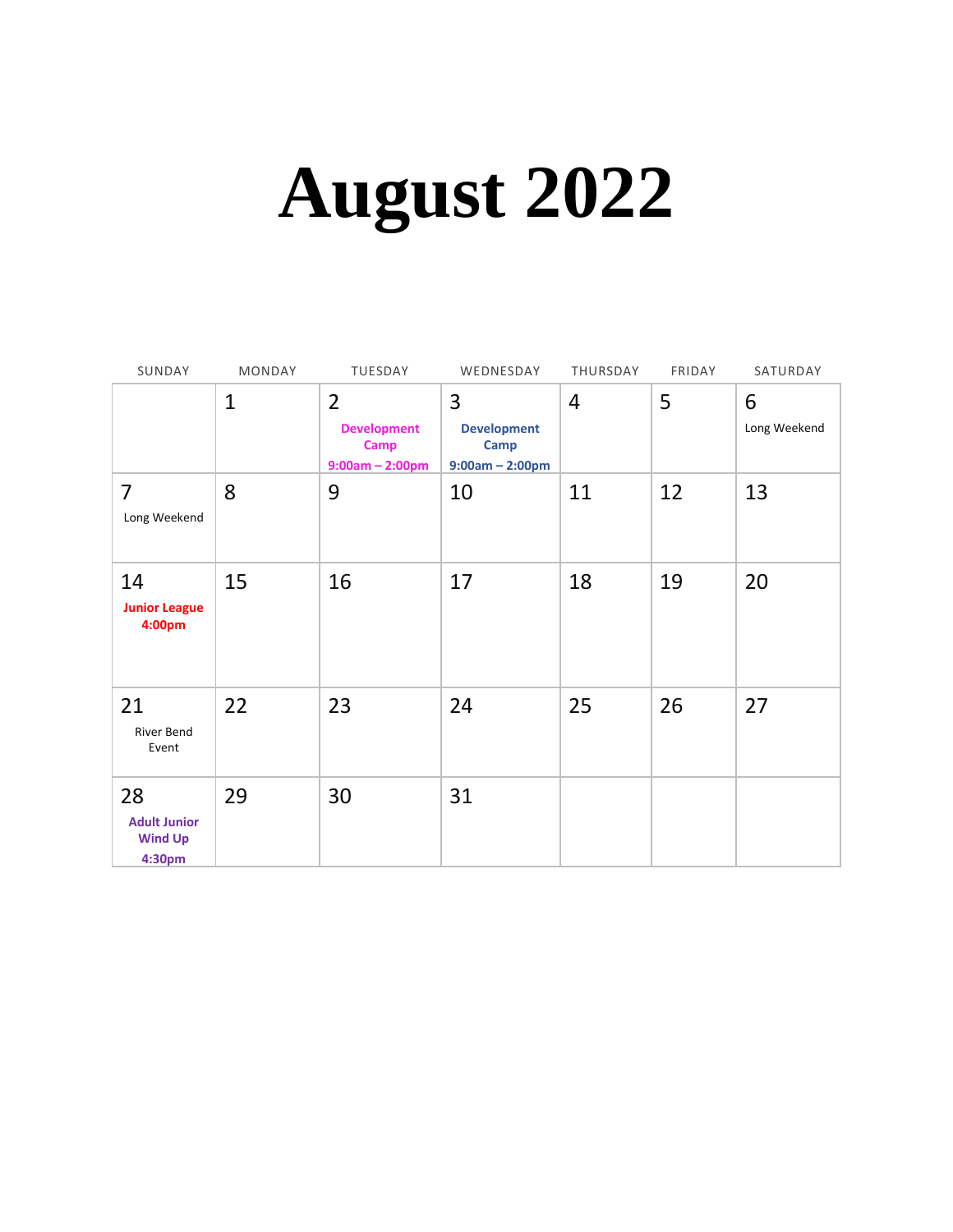# August 2022

| SUNDAY | MONDAY | TUESDAY | WEDNESDAY | THURSDAY | FRIDAY | SATURDAY |
|---|---|---|---|---|---|---|
| | 1 | 2 **Development Camp 9:00am – 2:00pm** | 3 **Development Camp 9:00am – 2:00pm** | 4 | 5 | 6 Long Weekend |
| 7 Long Weekend | 8 | 9 | 10 | 11 | 12 | 13 |
| 14 **Junior League 4:00pm** | 15 | 16 | 17 | 18 | 19 | 20 |
| 21 River Bend Event | 22 | 23 | 24 | 25 | 26 | 27 |
| 28 **Adult Junior Wind Up 4:30pm** | 29 | 30 | 31 | | | |